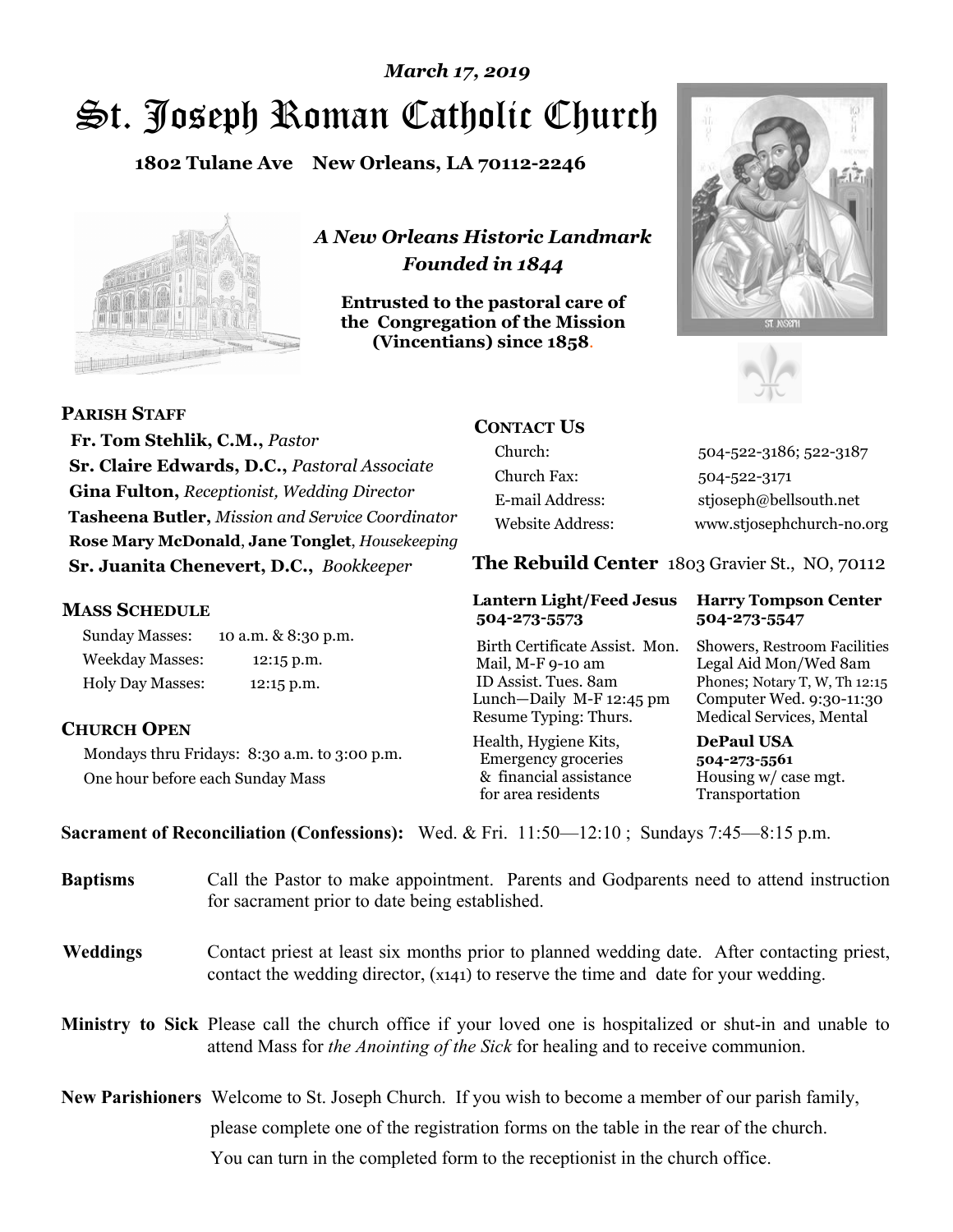*March 17, 2019*

# St. Joseph Roman Catholic Church

**1802 Tulane Ave New Orleans, LA 70112-2246**

*A New Orleans Historic Landmark*
*Founded in 1844*

**Entrusted to the pastoral care of the Congregation of the Mission (Vincentians) since 1858.**

## PARISH STAFF

**Fr. Tom Stehlik, C.M.,** *Pastor*
**Sr. Claire Edwards, D.C.,** *Pastoral Associate*
**Gina Fulton,** *Receptionist, Wedding Director*
**Tasheena Butler,** *Mission and Service Coordinator*
**Rose Mary McDonald**, **Jane Tonglet**, *Housekeeping*
**Sr. Juanita Chenevert, D.C.,** *Bookkeeper*

## MASS SCHEDULE

| | |
|---|---|
| Sunday Masses: | 10 a.m. & 8:30 p.m. |
| Weekday Masses: | 12:15 p.m. |
| Holy Day Masses: | 12:15 p.m. |

## CHURCH OPEN

Mondays thru Fridays: 8:30 a.m. to 3:00 p.m.
One hour before each Sunday Mass

## CONTACT US

| | |
|---|---|
| Church: | 504-522-3186; 522-3187 |
| Church Fax: | 504-522-3171 |
| E-mail Address: | stjoseph@bellsouth.net |
| Website Address: | www.stjosephchurch-no.org |

## The Rebuild Center 1803 Gravier St., NO, 70112

**Lantern Light/Feed Jesus 504-273-5573**

Birth Certificate Assist. Mon.
Mail, M-F 9-10 am
ID Assist. Tues. 8am
Lunch—Daily M-F 12:45 pm
Resume Typing: Thurs.
Health, Hygiene Kits, Emergency groceries & financial assistance for area residents

**Harry Tompson Center 504-273-5547**

Showers, Restroom Facilities
Legal Aid Mon/Wed 8am
Phones; Notary T, W, Th 12:15
Computer Wed. 9:30-11:30
Medical Services, Mental

**DePaul USA 504-273-5561**

Housing w/ case mgt.
Transportation

**Sacrament of Reconciliation (Confessions):** Wed. & Fri. 11:50—12:10 ; Sundays 7:45—8:15 p.m.

**Baptisms** Call the Pastor to make appointment. Parents and Godparents need to attend instruction for sacrament prior to date being established.

**Weddings** Contact priest at least six months prior to planned wedding date. After contacting priest, contact the wedding director, (x141) to reserve the time and date for your wedding.

**Ministry to Sick** Please call the church office if your loved one is hospitalized or shut-in and unable to attend Mass for *the Anointing of the Sick* for healing and to receive communion.

**New Parishioners** Welcome to St. Joseph Church. If you wish to become a member of our parish family, please complete one of the registration forms on the table in the rear of the church. You can turn in the completed form to the receptionist in the church office.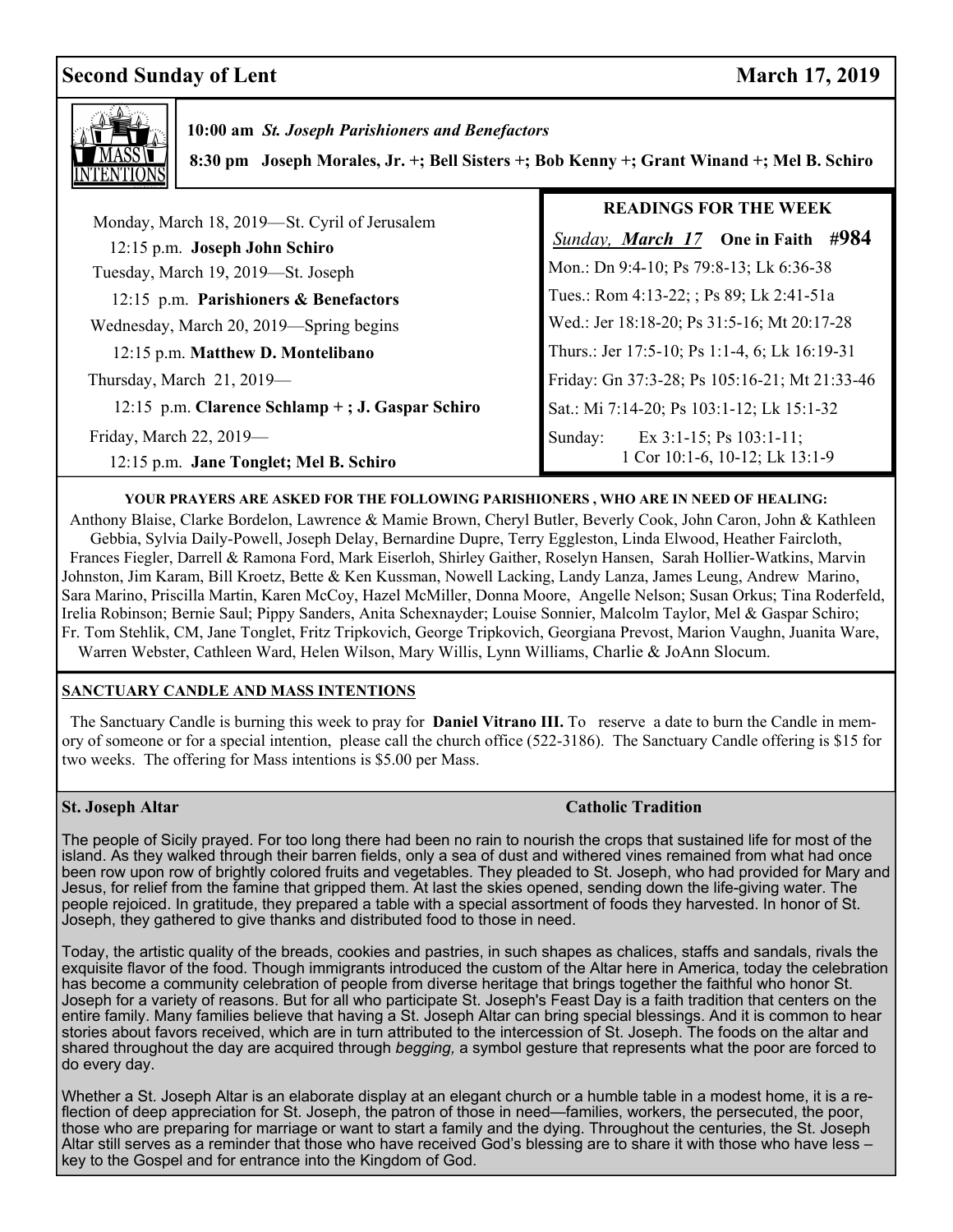## Second Sunday of Lent — March 17, 2019

### MASS INTENTIONS

**10:00 am** ***St. Joseph Parishioners and Benefactors***

**8:30 pm Joseph Morales, Jr. +; Bell Sisters +; Bob Kenny +; Grant Winand +; Mel B. Schiro**

Monday, March 18, 2019—St. Cyril of Jerusalem

12:15 p.m. **Joseph John Schiro**

Tuesday, March 19, 2019—St. Joseph

12:15 p.m. **Parishioners & Benefactors**

Wednesday, March 20, 2019—Spring begins

12:15 p.m. **Matthew D. Montelibano**

Thursday, March 21, 2019—

12:15 p.m. **Clarence Schlamp + ; J. Gaspar Schiro**

Friday, March 22, 2019—

12:15 p.m. **Jane Tonglet; Mel B. Schiro**

### READINGS FOR THE WEEK

*Sunday,* ***March 17*** **One in Faith #984**

Mon.: Dn 9:4-10; Ps 79:8-13; Lk 6:36-38

Tues.: Rom 4:13-22; ; Ps 89; Lk 2:41-51a

Wed.: Jer 18:18-20; Ps 31:5-16; Mt 20:17-28

Thurs.: Jer 17:5-10; Ps 1:1-4, 6; Lk 16:19-31

Friday: Gn 37:3-28; Ps 105:16-21; Mt 21:33-46

Sat.: Mi 7:14-20; Ps 103:1-12; Lk 15:1-32

Sunday: Ex 3:1-15; Ps 103:1-11; 1 Cor 10:1-6, 10-12; Lk 13:1-9

**YOUR PRAYERS ARE ASKED FOR THE FOLLOWING PARISHIONERS , WHO ARE IN NEED OF HEALING:**

Anthony Blaise, Clarke Bordelon, Lawrence & Mamie Brown, Cheryl Butler, Beverly Cook, John Caron, John & Kathleen Gebbia, Sylvia Daily-Powell, Joseph Delay, Bernardine Dupre, Terry Eggleston, Linda Elwood, Heather Faircloth, Frances Fiegler, Darrell & Ramona Ford, Mark Eiserloh, Shirley Gaither, Roselyn Hansen, Sarah Hollier-Watkins, Marvin Johnston, Jim Karam, Bill Kroetz, Bette & Ken Kussman, Nowell Lacking, Landy Lanza, James Leung, Andrew Marino, Sara Marino, Priscilla Martin, Karen McCoy, Hazel McMiller, Donna Moore, Angelle Nelson; Susan Orkus; Tina Roderfeld, Irelia Robinson; Bernie Saul; Pippy Sanders, Anita Schexnayder; Louise Sonnier, Malcolm Taylor, Mel & Gaspar Schiro; Fr. Tom Stehlik, CM, Jane Tonglet, Fritz Tripkovich, George Tripkovich, Georgiana Prevost, Marion Vaughn, Juanita Ware, Warren Webster, Cathleen Ward, Helen Wilson, Mary Willis, Lynn Williams, Charlie & JoAnn Slocum.

**SANCTUARY CANDLE AND MASS INTENTIONS**

The Sanctuary Candle is burning this week to pray for **Daniel Vitrano III.** To reserve a date to burn the Candle in memory of someone or for a special intention, please call the church office (522-3186). The Sanctuary Candle offering is $15 for two weeks. The offering for Mass intentions is $5.00 per Mass.

### St. Joseph Altar — Catholic Tradition

The people of Sicily prayed. For too long there had been no rain to nourish the crops that sustained life for most of the island. As they walked through their barren fields, only a sea of dust and withered vines remained from what had once been row upon row of brightly colored fruits and vegetables. They pleaded to St. Joseph, who had provided for Mary and Jesus, for relief from the famine that gripped them. At last the skies opened, sending down the life-giving water. The people rejoiced. In gratitude, they prepared a table with a special assortment of foods they harvested. In honor of St. Joseph, they gathered to give thanks and distributed food to those in need.

Today, the artistic quality of the breads, cookies and pastries, in such shapes as chalices, staffs and sandals, rivals the exquisite flavor of the food. Though immigrants introduced the custom of the Altar here in America, today the celebration has become a community celebration of people from diverse heritage that brings together the faithful who honor St. Joseph for a variety of reasons. But for all who participate St. Joseph's Feast Day is a faith tradition that centers on the entire family. Many families believe that having a St. Joseph Altar can bring special blessings. And it is common to hear stories about favors received, which are in turn attributed to the intercession of St. Joseph. The foods on the altar and shared throughout the day are acquired through *begging,* a symbol gesture that represents what the poor are forced to do every day.

Whether a St. Joseph Altar is an elaborate display at an elegant church or a humble table in a modest home, it is a reflection of deep appreciation for St. Joseph, the patron of those in need—families, workers, the persecuted, the poor, those who are preparing for marriage or want to start a family and the dying. Throughout the centuries, the St. Joseph Altar still serves as a reminder that those who have received God's blessing are to share it with those who have less – key to the Gospel and for entrance into the Kingdom of God.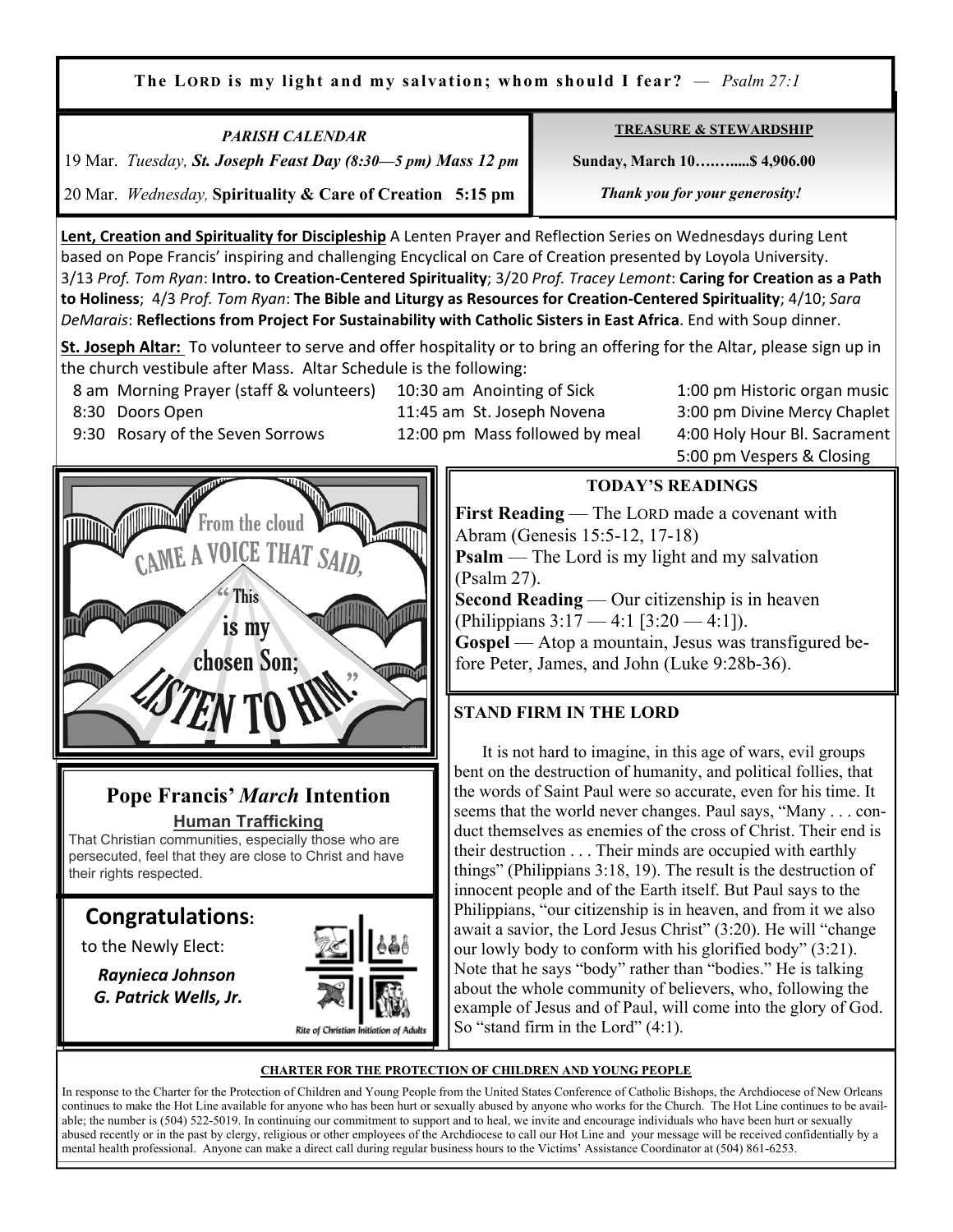**The LORD is my light and my salvation; whom should I fear?** — *Psalm 27:1*

*PARISH CALENDAR*

19 Mar. *Tuesday,* ***St. Joseph Feast Day (8:30—5 pm) Mass 12 pm***

20 Mar. *Wednesday,* **Spirituality & Care of Creation 5:15 pm**

**TREASURE & STEWARDSHIP**

**Sunday, March 10…….....$ 4,906.00**

***Thank you for your generosity!***

**Lent, Creation and Spirituality for Discipleship** A Lenten Prayer and Reflection Series on Wednesdays during Lent based on Pope Francis' inspiring and challenging Encyclical on Care of Creation presented by Loyola University. 3/13 *Prof. Tom Ryan*: **Intro. to Creation-Centered Spirituality**; 3/20 *Prof. Tracey Lemont*: **Caring for Creation as a Path to Holiness**; 4/3 *Prof. Tom Ryan*: **The Bible and Liturgy as Resources for Creation-Centered Spirituality**; 4/10; *Sara DeMarais*: **Reflections from Project For Sustainability with Catholic Sisters in East Africa**. End with Soup dinner.

**St. Joseph Altar:** To volunteer to serve and offer hospitality or to bring an offering for the Altar, please sign up in the church vestibule after Mass. Altar Schedule is the following:

- 8 am Morning Prayer (staff & volunteers)
- 8:30 Doors Open
- 9:30 Rosary of the Seven Sorrows
- 10:30 am Anointing of Sick
- 11:45 am St. Joseph Novena
- 12:00 pm Mass followed by meal
- 1:00 pm Historic organ music
- 3:00 pm Divine Mercy Chaplet
- 4:00 Holy Hour Bl. Sacrament
- 5:00 pm Vespers & Closing

From the cloud CAME A VOICE THAT SAID, "This is my chosen Son; LISTEN TO HIM."

## TODAY'S READINGS

**First Reading** — The LORD made a covenant with Abram (Genesis 15:5-12, 17-18)

**Psalm** — The Lord is my light and my salvation (Psalm 27).

**Second Reading** — Our citizenship is in heaven (Philippians 3:17 — 4:1 [3:20 — 4:1]).

**Gospel** — Atop a mountain, Jesus was transfigured before Peter, James, and John (Luke 9:28b-36).

## Pope Francis' *March* Intention

**Human Trafficking**

That Christian communities, especially those who are persecuted, feel that they are close to Christ and have their rights respected.

## Congratulations:

to the Newly Elect:

***Raynieca Johnson***
***G. Patrick Wells, Jr.***

Rite of Christian Initiation of Adults

## STAND FIRM IN THE LORD

It is not hard to imagine, in this age of wars, evil groups bent on the destruction of humanity, and political follies, that the words of Saint Paul were so accurate, even for his time. It seems that the world never changes. Paul says, "Many . . . conduct themselves as enemies of the cross of Christ. Their end is their destruction . . . Their minds are occupied with earthly things" (Philippians 3:18, 19). The result is the destruction of innocent people and of the Earth itself. But Paul says to the Philippians, "our citizenship is in heaven, and from it we also await a savior, the Lord Jesus Christ" (3:20). He will "change our lowly body to conform with his glorified body" (3:21). Note that he says "body" rather than "bodies." He is talking about the whole community of believers, who, following the example of Jesus and of Paul, will come into the glory of God. So "stand firm in the Lord" (4:1).

**CHARTER FOR THE PROTECTION OF CHILDREN AND YOUNG PEOPLE**

In response to the Charter for the Protection of Children and Young People from the United States Conference of Catholic Bishops, the Archdiocese of New Orleans continues to make the Hot Line available for anyone who has been hurt or sexually abused by anyone who works for the Church. The Hot Line continues to be available; the number is (504) 522-5019. In continuing our commitment to support and to heal, we invite and encourage individuals who have been hurt or sexually abused recently or in the past by clergy, religious or other employees of the Archdiocese to call our Hot Line and your message will be received confidentially by a mental health professional. Anyone can make a direct call during regular business hours to the Victims' Assistance Coordinator at (504) 861-6253.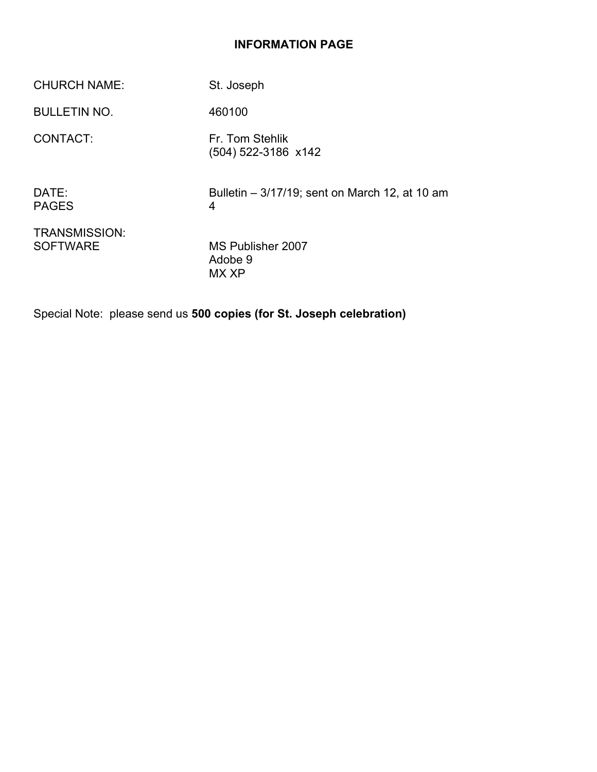# INFORMATION PAGE

| | |
|---|---|
| CHURCH NAME: | St. Joseph |
| BULLETIN NO. | 460100 |
| CONTACT: | Fr. Tom Stehlik<br>(504) 522-3186 x142 |
| DATE:<br>PAGES | Bulletin – 3/17/19; sent on March 12, at 10 am<br>4 |
| TRANSMISSION:<br>SOFTWARE | MS Publisher 2007<br>Adobe 9<br>MX XP |

Special Note: please send us **500 copies (for St. Joseph celebration)**